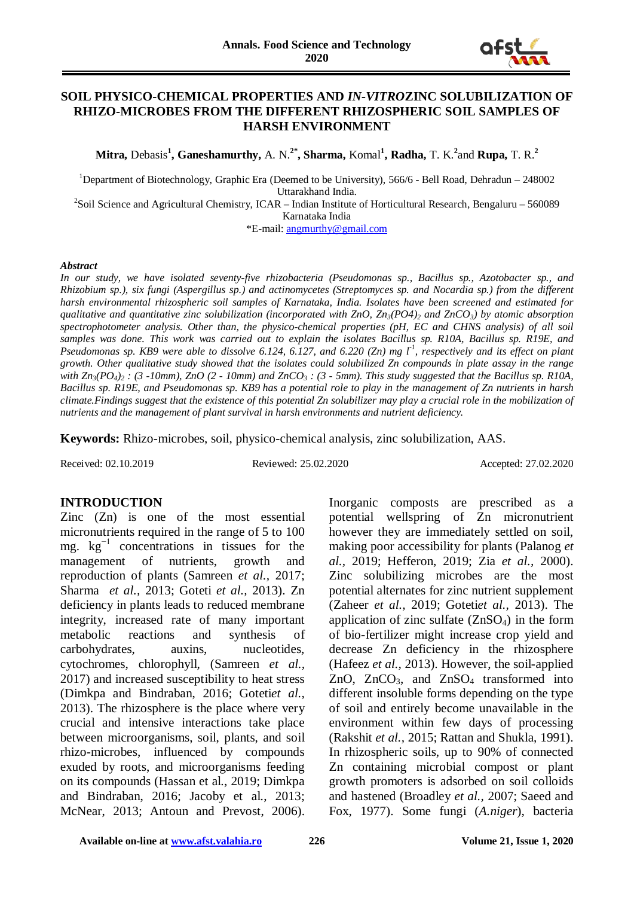# SOIL PHYSICO-CHEMICAL PROPERTIES AND *IN-VITRO*ZINC SOLUBILIZATION OF RHIZO-MICROBES FROM THE DIFFERENT RHIZOSPHERIC SOIL SAMPLES OF HARSH ENVIRONMENT

**Mitra,** Debasis[1]**, Ganeshamurthy,** A. N.[2*]**, Sharma,** Komal[1]**, Radha,** T. K.[2]and **Rupa,** T. R.[2]

[1]Department of Biotechnology, Graphic Era (Deemed to be University), 566/6 - Bell Road, Dehradun – 248002 Uttarakhand India.

[2]Soil Science and Agricultural Chemistry, ICAR – Indian Institute of Horticultural Research, Bengaluru – 560089 Karnataka India

*E-mail: angmurthy@gmail.com

***Abstract***

*In our study, we have isolated seventy-five rhizobacteria (Pseudomonas sp., Bacillus sp., Azotobacter sp., and Rhizobium sp.), six fungi (Aspergillus sp.) and actinomycetes (Streptomyces sp. and Nocardia sp.) from the different harsh environmental rhizospheric soil samples of Karnataka, India. Isolates have been screened and estimated for qualitative and quantitative zinc solubilization (incorporated with ZnO, $Zn_3(PO4)_2$ and $ZnCO_3$) by atomic absorption spectrophotometer analysis. Other than, the physico-chemical properties (pH, EC and CHNS analysis) of all soil samples was done. This work was carried out to explain the isolates Bacillus sp. R10A, Bacillus sp. R19E, and Pseudomonas sp. KB9 were able to dissolve 6.124, 6.127, and 6.220 (Zn) mg $l^{-1}$, respectively and its effect on plant growth. Other qualitative study showed that the isolates could solubilized Zn compounds in plate assay in the range with $Zn_3(PO_4)_2$ : (3 -10mm), ZnO (2 - 10mm) and $ZnCO_3$ : (3 - 5mm). This study suggested that the Bacillus sp. R10A, Bacillus sp. R19E, and Pseudomonas sp. KB9 has a potential role to play in the management of Zn nutrients in harsh climate.Findings suggest that the existence of this potential Zn solubilizer may play a crucial role in the mobilization of nutrients and the management of plant survival in harsh environments and nutrient deficiency.*

**Keywords:** Rhizo-microbes, soil, physico-chemical analysis, zinc solubilization, AAS.

Received: 02.10.2019 Reviewed: 25.02.2020 Accepted: 27.02.2020

## INTRODUCTION

Zinc (Zn) is one of the most essential micronutrients required in the range of 5 to 100 mg. $kg^{-1}$ concentrations in tissues for the management of nutrients, growth and reproduction of plants (Samreen *et al.,* 2017; Sharma *et al.,* 2013; Goteti *et al.,* 2013). Zn deficiency in plants leads to reduced membrane integrity, increased rate of many important metabolic reactions and synthesis of carbohydrates, auxins, nucleotides, cytochromes, chlorophyll, (Samreen *et al.,* 2017) and increased susceptibility to heat stress (Dimkpa and Bindraban, 2016; Goteti*et al.,* 2013). The rhizosphere is the place where very crucial and intensive interactions take place between microorganisms, soil, plants, and soil rhizo-microbes, influenced by compounds exuded by roots, and microorganisms feeding on its compounds (Hassan et al., 2019; Dimkpa and Bindraban, 2016; Jacoby et al., 2013; McNear, 2013; Antoun and Prevost, 2006). Inorganic composts are prescribed as a potential wellspring of Zn micronutrient however they are immediately settled on soil, making poor accessibility for plants (Palanog *et al.,* 2019; Hefferon, 2019; Zia *et al.,* 2000). Zinc solubilizing microbes are the most potential alternates for zinc nutrient supplement (Zaheer *et al.,* 2019; Goteti*et al.,* 2013). The application of zinc sulfate ($ZnSO_4$) in the form of bio-fertilizer might increase crop yield and decrease Zn deficiency in the rhizosphere (Hafeez *et al.,* 2013). However, the soil-applied ZnO, $ZnCO_3$, and $ZnSO_4$ transformed into different insoluble forms depending on the type of soil and entirely become unavailable in the environment within few days of processing (Rakshit *et al.,* 2015; Rattan and Shukla, 1991). In rhizospheric soils, up to 90% of connected Zn containing microbial compost or plant growth promoters is adsorbed on soil colloids and hastened (Broadley *et al.,* 2007; Saeed and Fox, 1977). Some fungi (*A.niger*), bacteria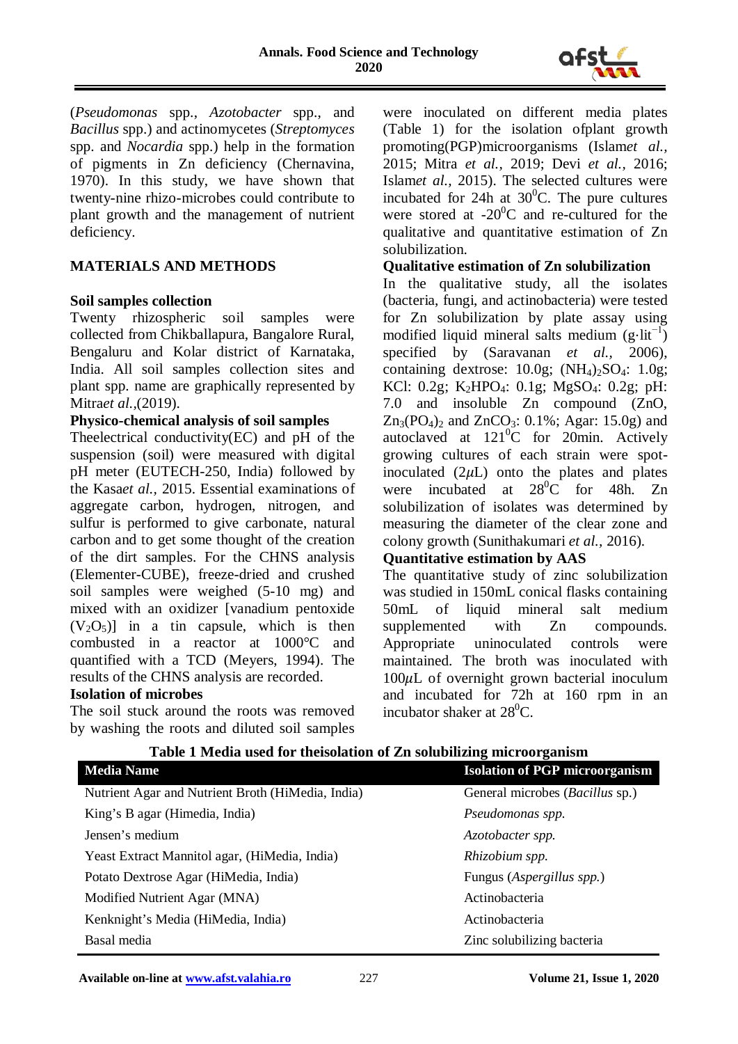(*Pseudomonas* spp., *Azotobacter* spp., and *Bacillus* spp.) and actinomycetes (*Streptomyces* spp. and *Nocardia* spp.) help in the formation of pigments in Zn deficiency (Chernavina, 1970). In this study, we have shown that twenty-nine rhizo-microbes could contribute to plant growth and the management of nutrient deficiency.

## MATERIALS AND METHODS

**Soil samples collection**

Twenty rhizospheric soil samples were collected from Chikballapura, Bangalore Rural, Bengaluru and Kolar district of Karnataka, India. All soil samples collection sites and plant spp. name are graphically represented by Mitra*et al.*,(2019).

**Physico-chemical analysis of soil samples**

Theelectrical conductivity(EC) and pH of the suspension (soil) were measured with digital pH meter (EUTECH-250, India) followed by the Kasa*et al.*, 2015. Essential examinations of aggregate carbon, hydrogen, nitrogen, and sulfur is performed to give carbonate, natural carbon and to get some thought of the creation of the dirt samples. For the CHNS analysis (Elementer-CUBE), freeze-dried and crushed soil samples were weighed (5-10 mg) and mixed with an oxidizer [vanadium pentoxide ($V_2O_5$)] in a tin capsule, which is then combusted in a reactor at 1000°C and quantified with a TCD (Meyers, 1994). The results of the CHNS analysis are recorded.

**Isolation of microbes**

The soil stuck around the roots was removed by washing the roots and diluted soil samples were inoculated on different media plates (Table 1) for the isolation ofplant growth promoting(PGP)microorganisms (Islam*et al.*, 2015; Mitra *et al.*, 2019; Devi *et al.*, 2016; Islam*et al.*, 2015). The selected cultures were incubated for 24h at $30^0$C. The pure cultures were stored at -$20^0$C and re-cultured for the qualitative and quantitative estimation of Zn solubilization.

**Qualitative estimation of Zn solubilization**

In the qualitative study, all the isolates (bacteria, fungi, and actinobacteria) were tested for Zn solubilization by plate assay using modified liquid mineral salts medium ($g \cdot lit^{-1}$) specified by (Saravanan *et al.*, 2006), containing dextrose: 10.0g; $(NH_4)_2SO_4$: 1.0g; KCl: 0.2g; $K_2HPO_4$: 0.1g; $MgSO_4$: 0.2g; pH: 7.0 and insoluble Zn compound (ZnO, $Zn_3(PO_4)_2$ and $ZnCO_3$: 0.1%; Agar: 15.0g) and autoclaved at $121^0$C for 20min. Actively growing cultures of each strain were spot-inoculated (2$\mu$L) onto the plates and plates were incubated at $28^0$C for 48h. Zn solubilization of isolates was determined by measuring the diameter of the clear zone and colony growth (Sunithakumari *et al.,* 2016).

**Quantitative estimation by AAS**

The quantitative study of zinc solubilization was studied in 150mL conical flasks containing 50mL of liquid mineral salt medium supplemented with Zn compounds. Appropriate uninoculated controls were maintained. The broth was inoculated with 100$\mu$L of overnight grown bacterial inoculum and incubated for 72h at 160 rpm in an incubator shaker at $28^0$C.

**Table 1 Media used for theisolation of Zn solubilizing microorganism**

| Media Name | Isolation of PGP microorganism |
|---|---|
| Nutrient Agar and Nutrient Broth (HiMedia, India) | General microbes (*Bacillus* sp.) |
| King's B agar (Himedia, India) | *Pseudomonas spp.* |
| Jensen's medium | *Azotobacter spp.* |
| Yeast Extract Mannitol agar, (HiMedia, India) | *Rhizobium spp.* |
| Potato Dextrose Agar (HiMedia, India) | Fungus (*Aspergillus spp.*) |
| Modified Nutrient Agar (MNA) | Actinobacteria |
| Kenknight's Media (HiMedia, India) | Actinobacteria |
| Basal media | Zinc solubilizing bacteria |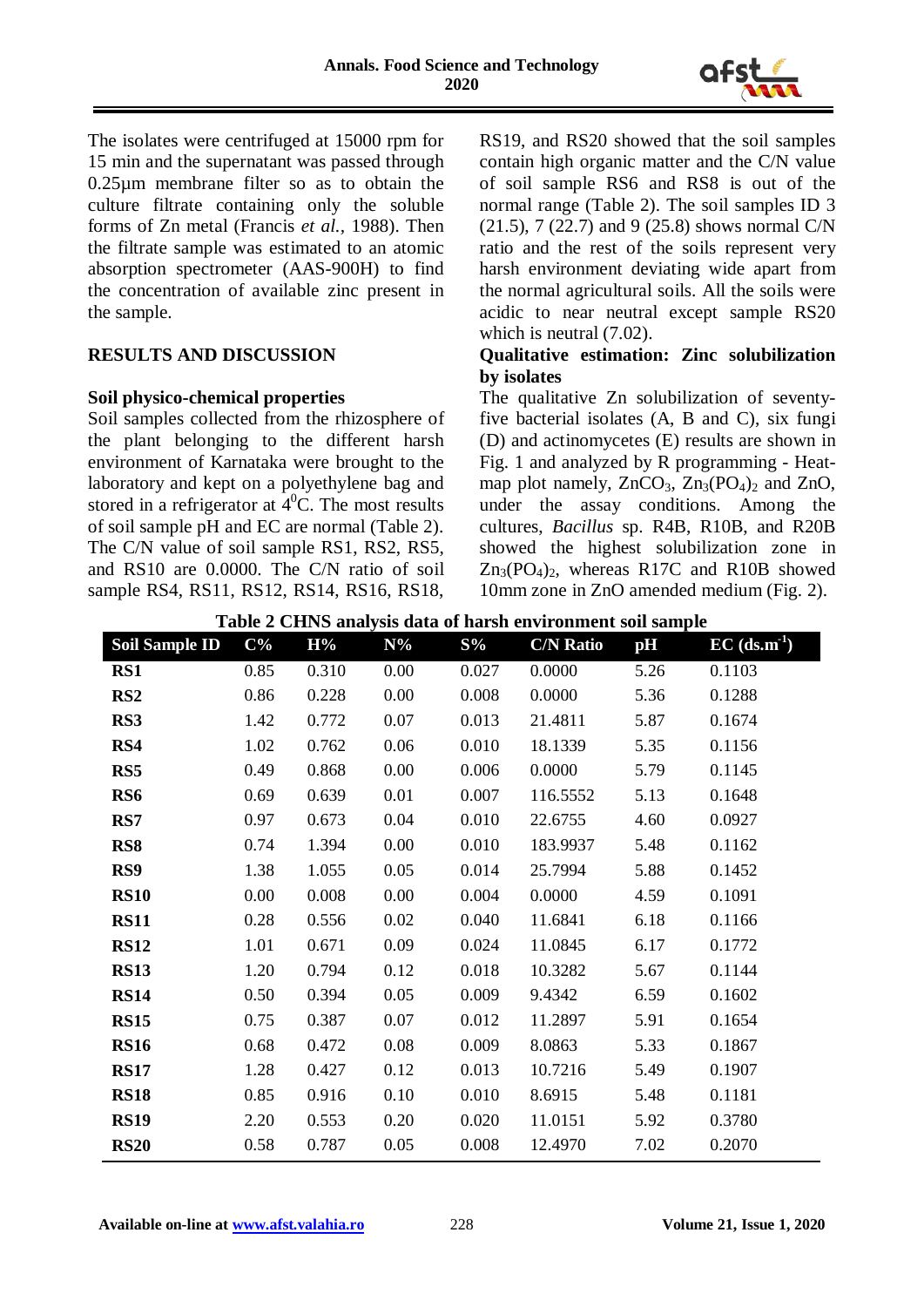The isolates were centrifuged at 15000 rpm for 15 min and the supernatant was passed through 0.25µm membrane filter so as to obtain the culture filtrate containing only the soluble forms of Zn metal (Francis *et al.*, 1988). Then the filtrate sample was estimated to an atomic absorption spectrometer (AAS-900H) to find the concentration of available zinc present in the sample.

## RESULTS AND DISCUSSION

### Soil physico-chemical properties

Soil samples collected from the rhizosphere of the plant belonging to the different harsh environment of Karnataka were brought to the laboratory and kept on a polyethylene bag and stored in a refrigerator at $4^0$C. The most results of soil sample pH and EC are normal (Table 2). The C/N value of soil sample RS1, RS2, RS5, and RS10 are 0.0000. The C/N ratio of soil sample RS4, RS11, RS12, RS14, RS16, RS18, RS19, and RS20 showed that the soil samples contain high organic matter and the C/N value of soil sample RS6 and RS8 is out of the normal range (Table 2). The soil samples ID 3 (21.5), 7 (22.7) and 9 (25.8) shows normal C/N ratio and the rest of the soils represent very harsh environment deviating wide apart from the normal agricultural soils. All the soils were acidic to near neutral except sample RS20 which is neutral (7.02).

### Qualitative estimation: Zinc solubilization by isolates

The qualitative Zn solubilization of seventy-five bacterial isolates (A, B and C), six fungi (D) and actinomycetes (E) results are shown in Fig. 1 and analyzed by R programming - Heat-map plot namely, $ZnCO_3$, $Zn_3(PO_4)_2$ and ZnO, under the assay conditions. Among the cultures, *Bacillus* sp. R4B, R10B, and R20B showed the highest solubilization zone in $Zn_3(PO_4)_2$, whereas R17C and R10B showed 10mm zone in ZnO amended medium (Fig. 2).

**Table 2 CHNS analysis data of harsh environment soil sample**

| Soil Sample ID | C% | H% | N% | S% | C/N Ratio | pH | EC (ds.m$^{-1}$) |
|---|---|---|---|---|---|---|---|
| **RS1** | 0.85 | 0.310 | 0.00 | 0.027 | 0.0000 | 5.26 | 0.1103 |
| **RS2** | 0.86 | 0.228 | 0.00 | 0.008 | 0.0000 | 5.36 | 0.1288 |
| **RS3** | 1.42 | 0.772 | 0.07 | 0.013 | 21.4811 | 5.87 | 0.1674 |
| **RS4** | 1.02 | 0.762 | 0.06 | 0.010 | 18.1339 | 5.35 | 0.1156 |
| **RS5** | 0.49 | 0.868 | 0.00 | 0.006 | 0.0000 | 5.79 | 0.1145 |
| **RS6** | 0.69 | 0.639 | 0.01 | 0.007 | 116.5552 | 5.13 | 0.1648 |
| **RS7** | 0.97 | 0.673 | 0.04 | 0.010 | 22.6755 | 4.60 | 0.0927 |
| **RS8** | 0.74 | 1.394 | 0.00 | 0.010 | 183.9937 | 5.48 | 0.1162 |
| **RS9** | 1.38 | 1.055 | 0.05 | 0.014 | 25.7994 | 5.88 | 0.1452 |
| **RS10** | 0.00 | 0.008 | 0.00 | 0.004 | 0.0000 | 4.59 | 0.1091 |
| **RS11** | 0.28 | 0.556 | 0.02 | 0.040 | 11.6841 | 6.18 | 0.1166 |
| **RS12** | 1.01 | 0.671 | 0.09 | 0.024 | 11.0845 | 6.17 | 0.1772 |
| **RS13** | 1.20 | 0.794 | 0.12 | 0.018 | 10.3282 | 5.67 | 0.1144 |
| **RS14** | 0.50 | 0.394 | 0.05 | 0.009 | 9.4342 | 6.59 | 0.1602 |
| **RS15** | 0.75 | 0.387 | 0.07 | 0.012 | 11.2897 | 5.91 | 0.1654 |
| **RS16** | 0.68 | 0.472 | 0.08 | 0.009 | 8.0863 | 5.33 | 0.1867 |
| **RS17** | 1.28 | 0.427 | 0.12 | 0.013 | 10.7216 | 5.49 | 0.1907 |
| **RS18** | 0.85 | 0.916 | 0.10 | 0.010 | 8.6915 | 5.48 | 0.1181 |
| **RS19** | 2.20 | 0.553 | 0.20 | 0.020 | 11.0151 | 5.92 | 0.3780 |
| **RS20** | 0.58 | 0.787 | 0.05 | 0.008 | 12.4970 | 7.02 | 0.2070 |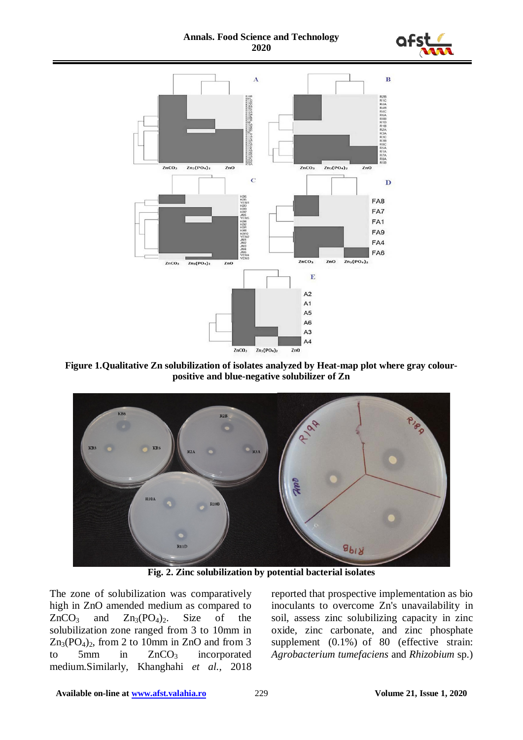**Figure 1.Qualitative Zn solubilization of isolates analyzed by Heat-map plot where gray colour-positive and blue-negative solubilizer of Zn**

**Fig. 2. Zinc solubilization by potential bacterial isolates**

The zone of solubilization was comparatively high in ZnO amended medium as compared to $ZnCO_3$ and $Zn_3(PO_4)_2$. Size of the solubilization zone ranged from 3 to 10mm in $Zn_3(PO_4)_2$, from 2 to 10mm in ZnO and from 3 to 5mm in $ZnCO_3$ incorporated medium.Similarly, Khanghahi *et al.,* 2018 reported that prospective implementation as bio inoculants to overcome Zn's unavailability in soil, assess zinc solubilizing capacity in zinc oxide, zinc carbonate, and zinc phosphate supplement (0.1%) of 80 (effective strain: *Agrobacterium tumefaciens* and *Rhizobium* sp.)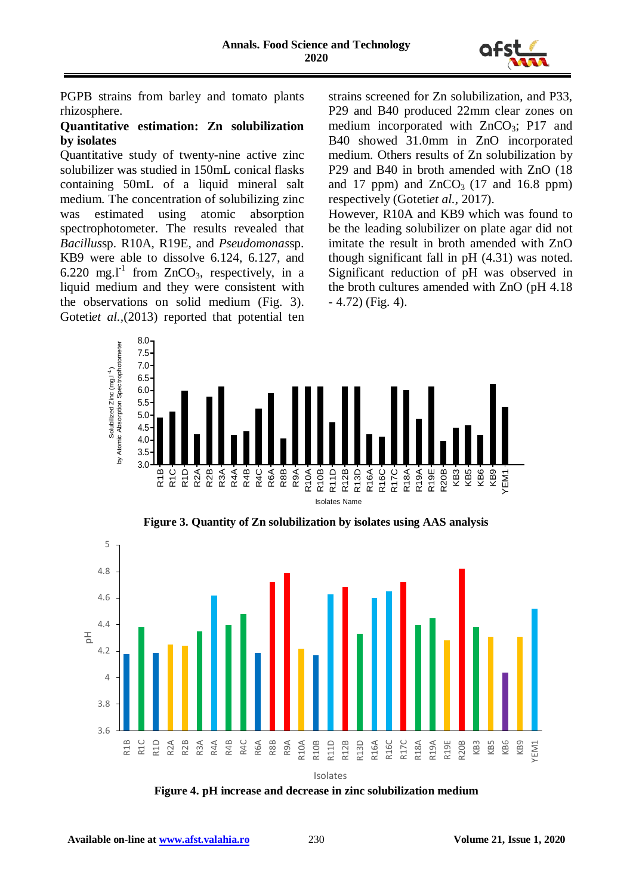PGPB strains from barley and tomato plants rhizosphere.

**Quantitative estimation: Zn solubilization by isolates**

Quantitative study of twenty-nine active zinc solubilizer was studied in 150mL conical flasks containing 50mL of a liquid mineral salt medium. The concentration of solubilizing zinc was estimated using atomic absorption spectrophotometer. The results revealed that *Bacillus*sp. R10A, R19E, and *Pseudomonas*sp. KB9 were able to dissolve 6.124, 6.127, and 6.220 mg.l$^{-1}$ from $ZnCO_3$, respectively, in a liquid medium and they were consistent with the observations on solid medium (Fig. 3). Goteti*et al.*,(2013) reported that potential ten strains screened for Zn solubilization, and P33, P29 and B40 produced 22mm clear zones on medium incorporated with $ZnCO_3$; P17 and B40 showed 31.0mm in ZnO incorporated medium. Others results of Zn solubilization by P29 and B40 in broth amended with ZnO (18 and 17 ppm) and $ZnCO_3$ (17 and 16.8 ppm) respectively (Goteti*et al.*, 2017).

However, R10A and KB9 which was found to be the leading solubilizer on plate agar did not imitate the result in broth amended with ZnO though significant fall in pH (4.31) was noted. Significant reduction of pH was observed in the broth cultures amended with ZnO (pH 4.18 - 4.72) (Fig. 4).

**Figure 3. Quantity of Zn solubilization by isolates using AAS analysis**

**Figure 4. pH increase and decrease in zinc solubilization medium**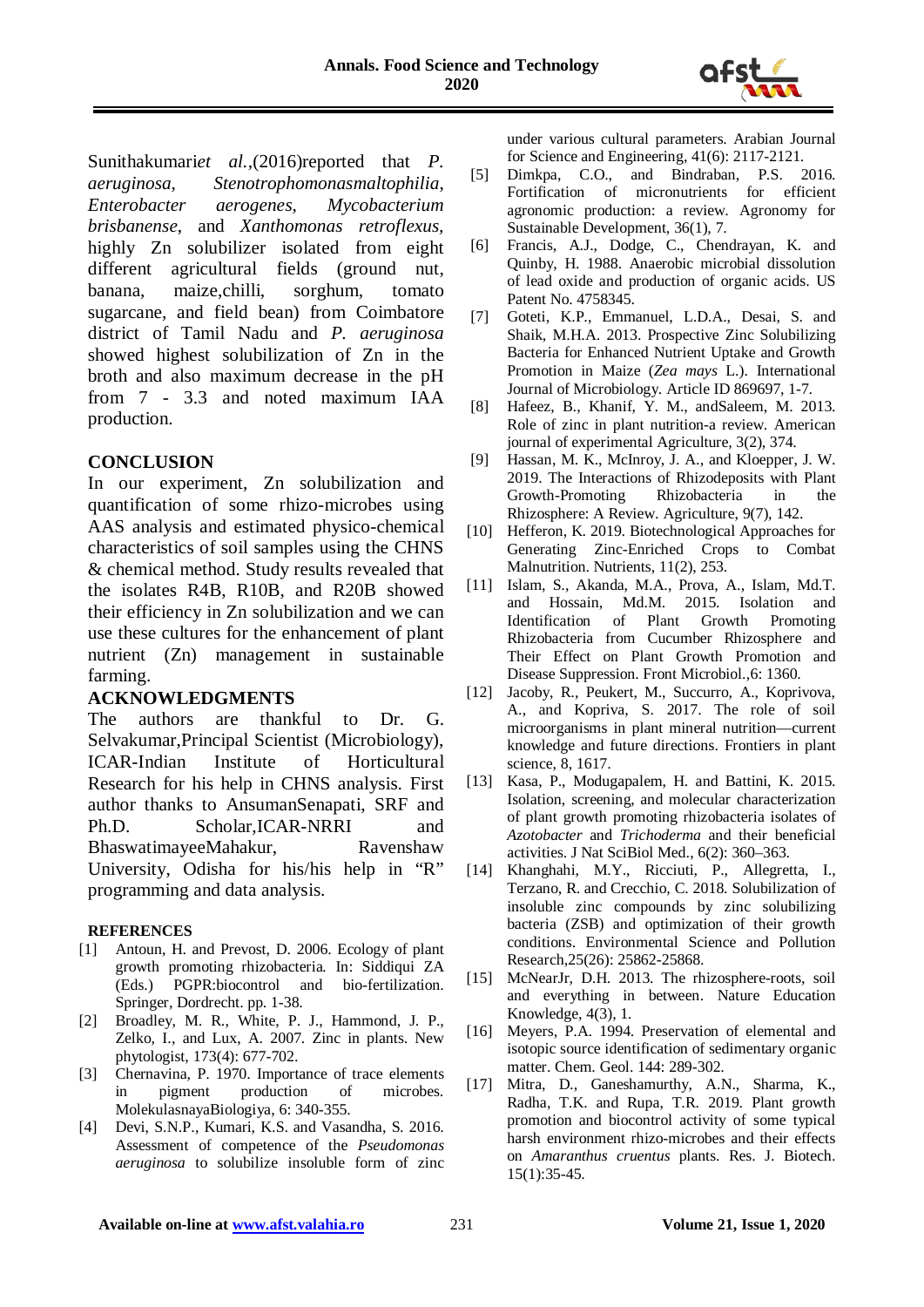Sunithakumari*et al.*,(2016)reported that *P. aeruginosa*, *Stenotrophomonasmaltophilia*, *Enterobacter aerogenes*, *Mycobacterium brisbanense*, and *Xanthomonas retroflexus*, highly Zn solubilizer isolated from eight different agricultural fields (ground nut, banana, maize,chilli, sorghum, tomato sugarcane, and field bean) from Coimbatore district of Tamil Nadu and *P. aeruginosa* showed highest solubilization of Zn in the broth and also maximum decrease in the pH from 7 - 3.3 and noted maximum IAA production.

## CONCLUSION

In our experiment, Zn solubilization and quantification of some rhizo-microbes using AAS analysis and estimated physico-chemical characteristics of soil samples using the CHNS & chemical method. Study results revealed that the isolates R4B, R10B, and R20B showed their efficiency in Zn solubilization and we can use these cultures for the enhancement of plant nutrient (Zn) management in sustainable farming.

## ACKNOWLEDGMENTS

The authors are thankful to Dr. G. Selvakumar,Principal Scientist (Microbiology), ICAR-Indian Institute of Horticultural Research for his help in CHNS analysis. First author thanks to AnsumanSenapati, SRF and Ph.D. Scholar,ICAR-NRRI and BhaswatimayeeMahakur, Ravenshaw University, Odisha for his/his help in "R" programming and data analysis.

## REFERENCES

[1] Antoun, H. and Prevost, D. 2006. Ecology of plant growth promoting rhizobacteria. In: Siddiqui ZA (Eds.) PGPR:biocontrol and bio-fertilization. Springer, Dordrecht. pp. 1-38.

[2] Broadley, M. R., White, P. J., Hammond, J. P., Zelko, I., and Lux, A. 2007. Zinc in plants. New phytologist, 173(4): 677-702.

[3] Chernavina, P. 1970. Importance of trace elements in pigment production of microbes. MolekulasnayaBiologiya, 6: 340-355.

[4] Devi, S.N.P., Kumari, K.S. and Vasandha, S. 2016. Assessment of competence of the *Pseudomonas aeruginosa* to solubilize insoluble form of zinc under various cultural parameters. Arabian Journal for Science and Engineering, 41(6): 2117-2121.

[5] Dimkpa, C.O., and Bindraban, P.S. 2016. Fortification of micronutrients for efficient agronomic production: a review. Agronomy for Sustainable Development, 36(1), 7.

[6] Francis, A.J., Dodge, C., Chendrayan, K. and Quinby, H. 1988. Anaerobic microbial dissolution of lead oxide and production of organic acids. US Patent No. 4758345.

[7] Goteti, K.P., Emmanuel, L.D.A., Desai, S. and Shaik, M.H.A. 2013. Prospective Zinc Solubilizing Bacteria for Enhanced Nutrient Uptake and Growth Promotion in Maize (*Zea mays* L.). International Journal of Microbiology. Article ID 869697, 1-7.

[8] Hafeez, B., Khanif, Y. M., andSaleem, M. 2013. Role of zinc in plant nutrition-a review. American journal of experimental Agriculture, 3(2), 374.

[9] Hassan, M. K., McInroy, J. A., and Kloepper, J. W. 2019. The Interactions of Rhizodeposits with Plant Growth-Promoting Rhizobacteria in the Rhizosphere: A Review. Agriculture, 9(7), 142.

[10] Hefferon, K. 2019. Biotechnological Approaches for Generating Zinc-Enriched Crops to Combat Malnutrition. Nutrients, 11(2), 253.

[11] Islam, S., Akanda, M.A., Prova, A., Islam, Md.T. and Hossain, Md.M. 2015. Isolation and Identification of Plant Growth Promoting Rhizobacteria from Cucumber Rhizosphere and Their Effect on Plant Growth Promotion and Disease Suppression. Front Microbiol.,6: 1360.

[12] Jacoby, R., Peukert, M., Succurro, A., Koprivova, A., and Kopriva, S. 2017. The role of soil microorganisms in plant mineral nutrition—current knowledge and future directions. Frontiers in plant science, 8, 1617.

[13] Kasa, P., Modugapalem, H. and Battini, K. 2015. Isolation, screening, and molecular characterization of plant growth promoting rhizobacteria isolates of *Azotobacter* and *Trichoderma* and their beneficial activities. J Nat SciBiol Med., 6(2): 360–363.

[14] Khanghahi, M.Y., Ricciuti, P., Allegretta, I., Terzano, R. and Crecchio, C. 2018. Solubilization of insoluble zinc compounds by zinc solubilizing bacteria (ZSB) and optimization of their growth conditions. Environmental Science and Pollution Research,25(26): 25862-25868.

[15] McNearJr, D.H. 2013. The rhizosphere-roots, soil and everything in between. Nature Education Knowledge, 4(3), 1.

[16] Meyers, P.A. 1994. Preservation of elemental and isotopic source identification of sedimentary organic matter. Chem. Geol. 144: 289-302.

[17] Mitra, D., Ganeshamurthy, A.N., Sharma, K., Radha, T.K. and Rupa, T.R. 2019. Plant growth promotion and biocontrol activity of some typical harsh environment rhizo-microbes and their effects on *Amaranthus cruentus* plants. Res. J. Biotech. 15(1):35-45.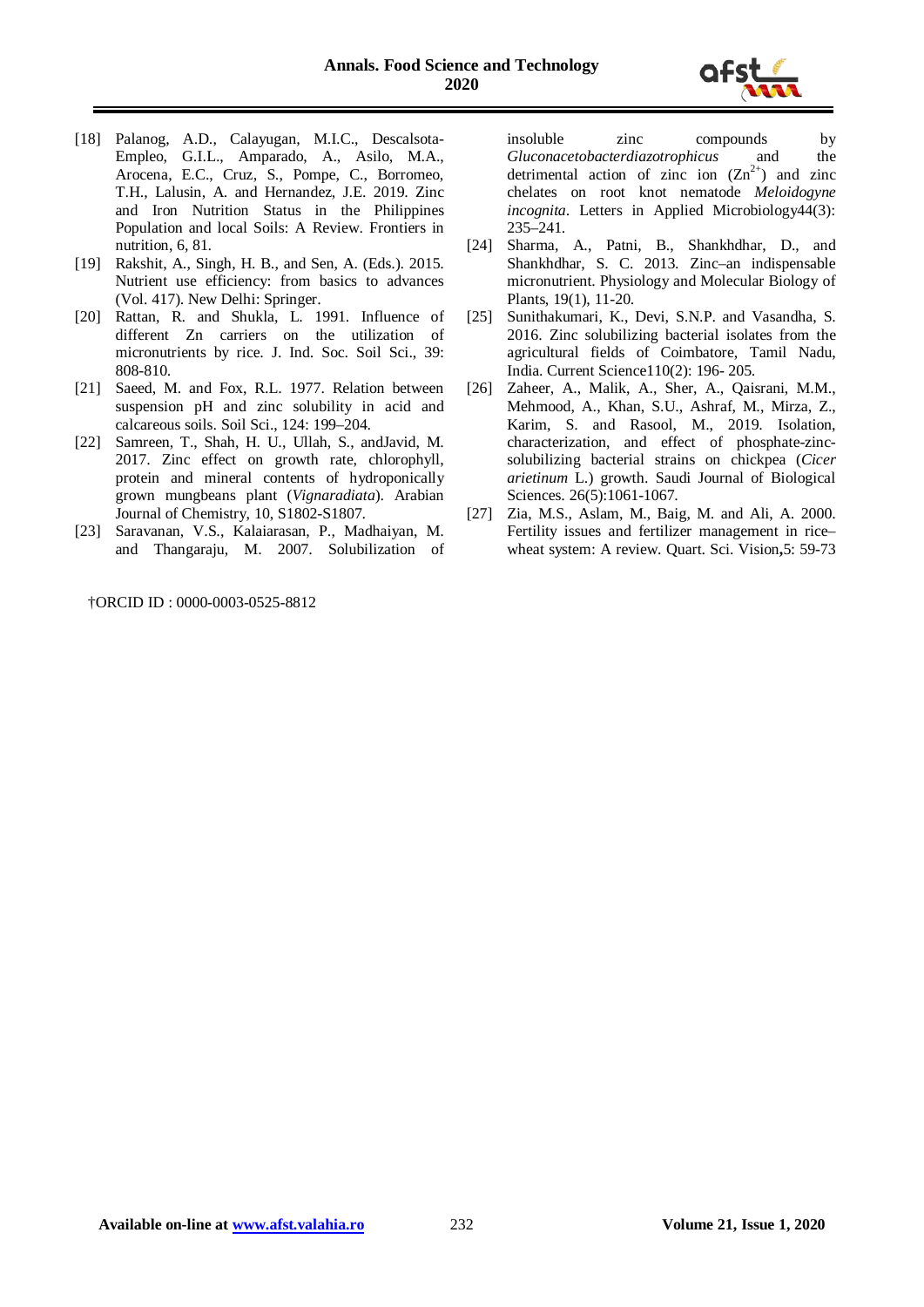[18] Palanog, A.D., Calayugan, M.I.C., Descalsota-Empleo, G.I.L., Amparado, A., Asilo, M.A., Arocena, E.C., Cruz, S., Pompe, C., Borromeo, T.H., Lalusin, A. and Hernandez, J.E. 2019. Zinc and Iron Nutrition Status in the Philippines Population and local Soils: A Review. Frontiers in nutrition, 6, 81.

[19] Rakshit, A., Singh, H. B., and Sen, A. (Eds.). 2015. Nutrient use efficiency: from basics to advances (Vol. 417). New Delhi: Springer.

[20] Rattan, R. and Shukla, L. 1991. Influence of different Zn carriers on the utilization of micronutrients by rice. J. Ind. Soc. Soil Sci., 39: 808-810.

[21] Saeed, M. and Fox, R.L. 1977. Relation between suspension pH and zinc solubility in acid and calcareous soils. Soil Sci., 124: 199–204.

[22] Samreen, T., Shah, H. U., Ullah, S., andJavid, M. 2017. Zinc effect on growth rate, chlorophyll, protein and mineral contents of hydroponically grown mungbeans plant (*Vignaradiata*). Arabian Journal of Chemistry, 10, S1802-S1807.

[23] Saravanan, V.S., Kalaiarasan, P., Madhaiyan, M. and Thangaraju, M. 2007. Solubilization of insoluble zinc compounds by *Gluconacetobacterdiazotrophicus* and the detrimental action of zinc ion ($Zn^{2+}$) and zinc chelates on root knot nematode *Meloidogyne incognita*. Letters in Applied Microbiology44(3): 235–241.

[24] Sharma, A., Patni, B., Shankhdhar, D., and Shankhdhar, S. C. 2013. Zinc–an indispensable micronutrient. Physiology and Molecular Biology of Plants, 19(1), 11-20.

[25] Sunithakumari, K., Devi, S.N.P. and Vasandha, S. 2016. Zinc solubilizing bacterial isolates from the agricultural fields of Coimbatore, Tamil Nadu, India. Current Science110(2): 196- 205.

[26] Zaheer, A., Malik, A., Sher, A., Qaisrani, M.M., Mehmood, A., Khan, S.U., Ashraf, M., Mirza, Z., Karim, S. and Rasool, M., 2019. Isolation, characterization, and effect of phosphate-zinc-solubilizing bacterial strains on chickpea (*Cicer arietinum* L.) growth. Saudi Journal of Biological Sciences. 26(5):1061-1067.

[27] Zia, M.S., Aslam, M., Baig, M. and Ali, A. 2000. Fertility issues and fertilizer management in rice–wheat system: A review. Quart. Sci. Vision,5: 59-73

†ORCID ID : 0000-0003-0525-8812